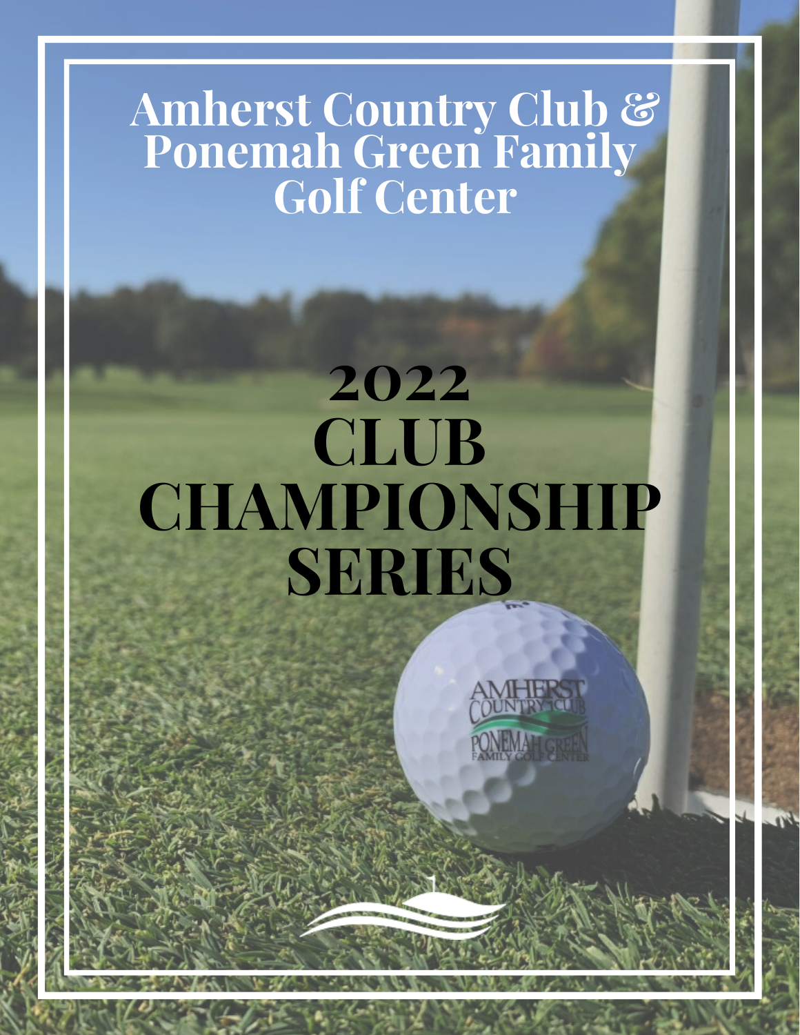# Amherst Country Club & Ponemah Green Family Golf Center

# 2022 CLUB CHAMPIONSHIP SERIES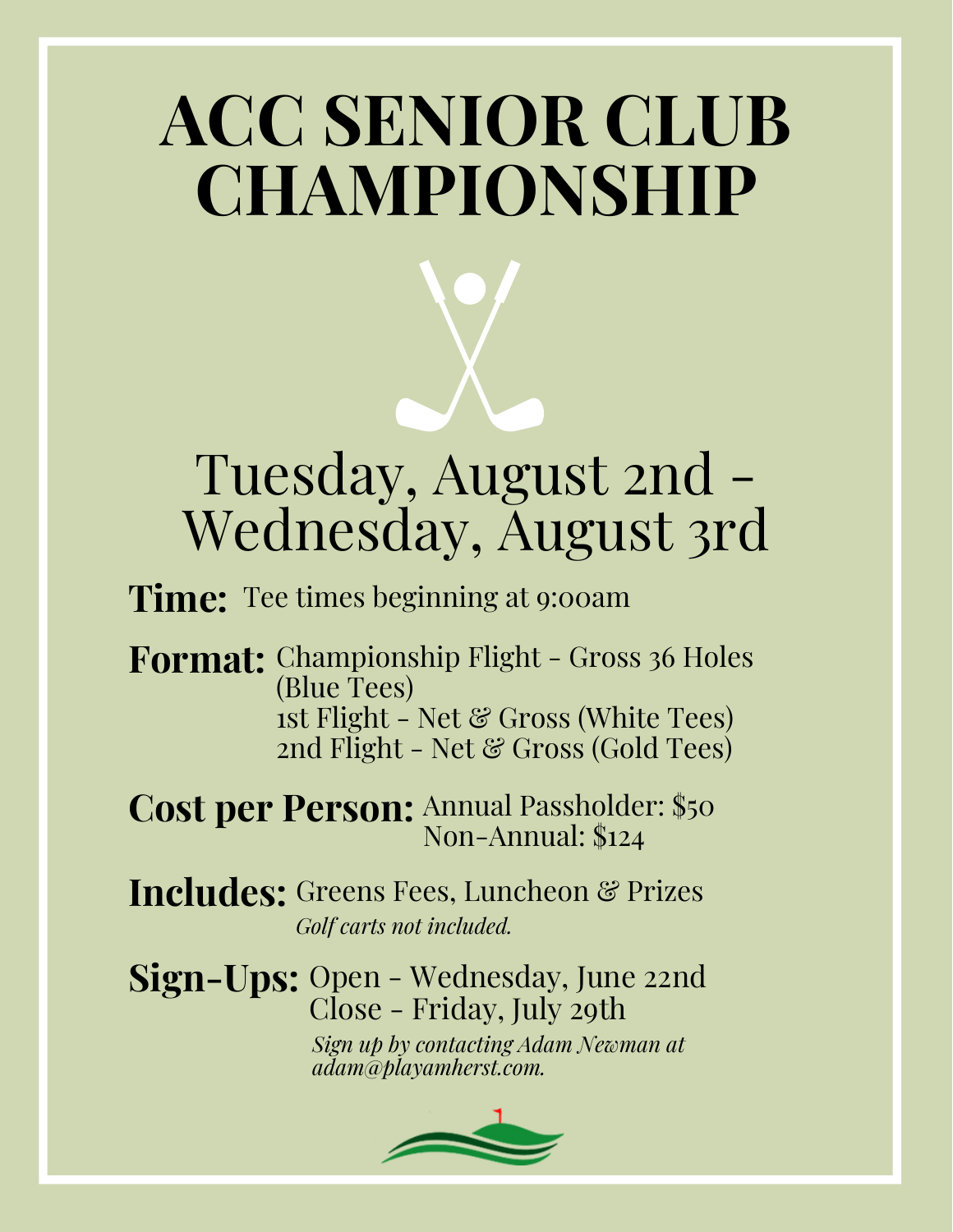# ACC SENIOR CLUB CHAMPIONSHIP

## Tuesday, August 2nd - Wednesday, August 3rd

**Time:** Tee times beginning at 9:00am

**Format:** Championship Flight - Gross 36 Holes (Blue Tees)
1st Flight - Net & Gross (White Tees)
2nd Flight - Net & Gross (Gold Tees)

**Cost per Person:** Annual Passholder: $50
Non-Annual: $124

**Includes:** Greens Fees, Luncheon & Prizes
*Golf carts not included.*

**Sign-Ups:** Open - Wednesday, June 22nd
Close - Friday, July 29th
*Sign up by contacting Adam Newman at adam@playamherst.com.*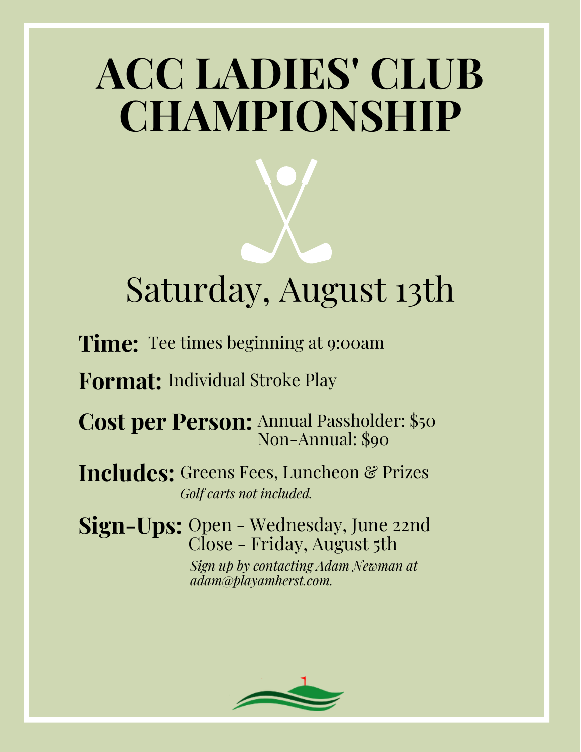# ACC LADIES' CLUB CHAMPIONSHIP

## Saturday, August 13th

**Time:** Tee times beginning at 9:00am

**Format:** Individual Stroke Play

**Cost per Person:** Annual Passholder: $50
Non-Annual: $90

**Includes:** Greens Fees, Luncheon & Prizes
*Golf carts not included.*

**Sign-Ups:** Open - Wednesday, June 22nd
Close - Friday, August 5th
*Sign up by contacting Adam Newman at adam@playamherst.com.*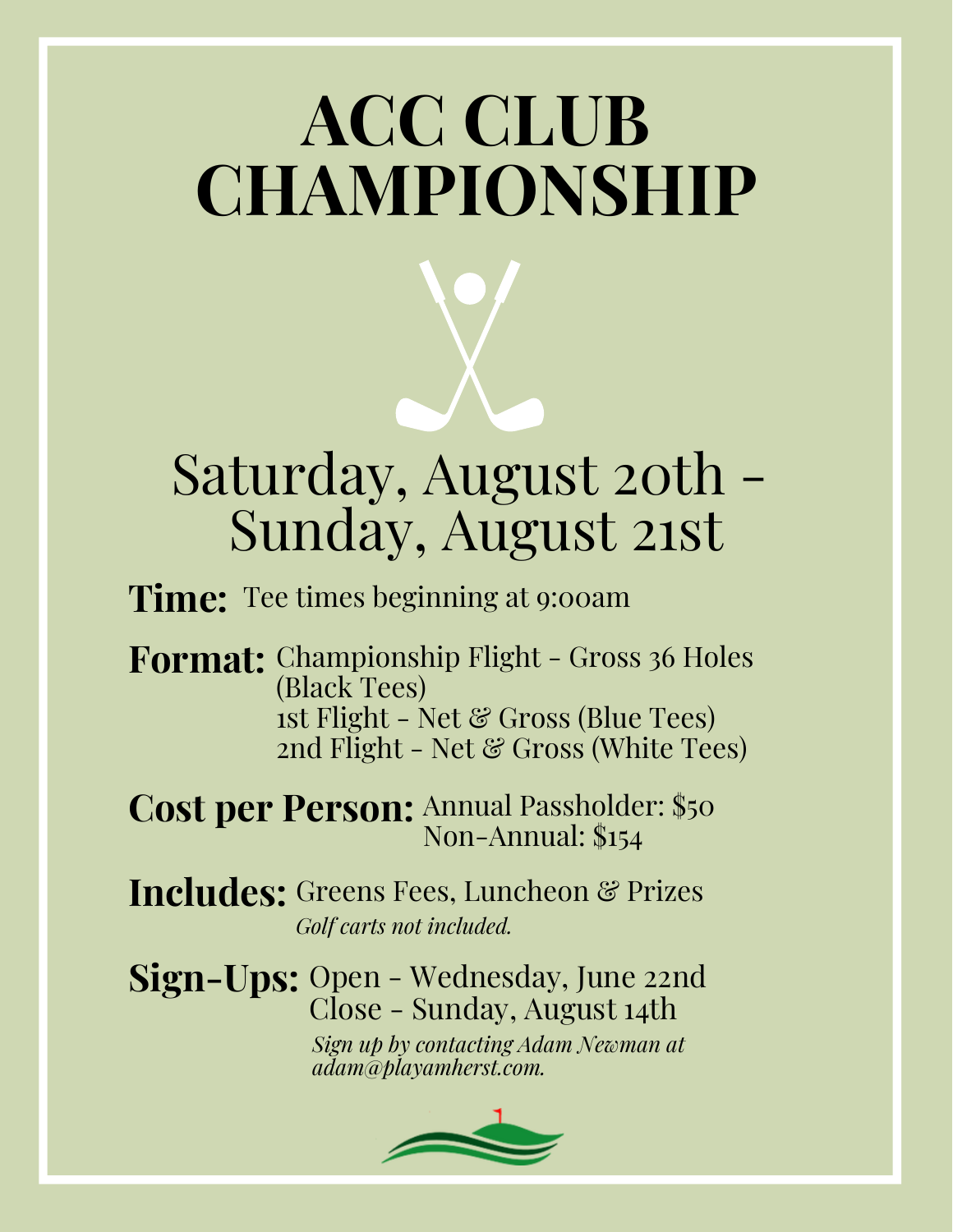# ACC CLUB CHAMPIONSHIP

## Saturday, August 20th - Sunday, August 21st

**Time:** Tee times beginning at 9:00am

**Format:** Championship Flight - Gross 36 Holes (Black Tees)
1st Flight - Net & Gross (Blue Tees)
2nd Flight - Net & Gross (White Tees)

**Cost per Person:** Annual Passholder: $50
Non-Annual: $154

**Includes:** Greens Fees, Luncheon & Prizes
*Golf carts not included.*

**Sign-Ups:** Open - Wednesday, June 22nd
Close - Sunday, August 14th
*Sign up by contacting Adam Newman at adam@playamherst.com.*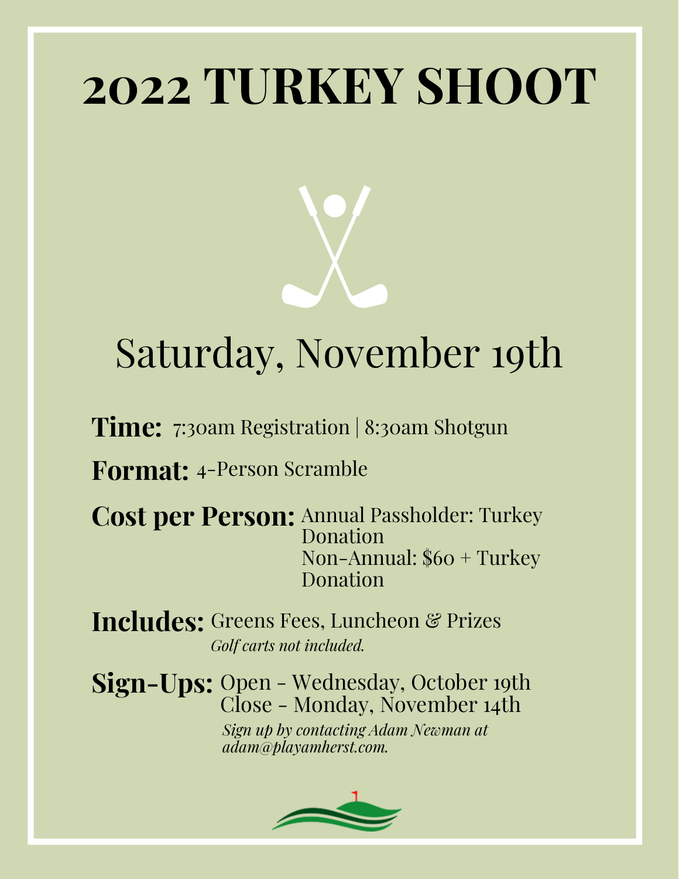# 2022 TURKEY SHOOT

## Saturday, November 19th

**Time:** 7:30am Registration | 8:30am Shotgun

**Format:** 4-Person Scramble

**Cost per Person:** Annual Passholder: Turkey Donation
Non-Annual: $60 + Turkey Donation

**Includes:** Greens Fees, Luncheon & Prizes
*Golf carts not included.*

**Sign-Ups:** Open - Wednesday, October 19th
Close - Monday, November 14th
*Sign up by contacting Adam Newman at adam@playamherst.com.*